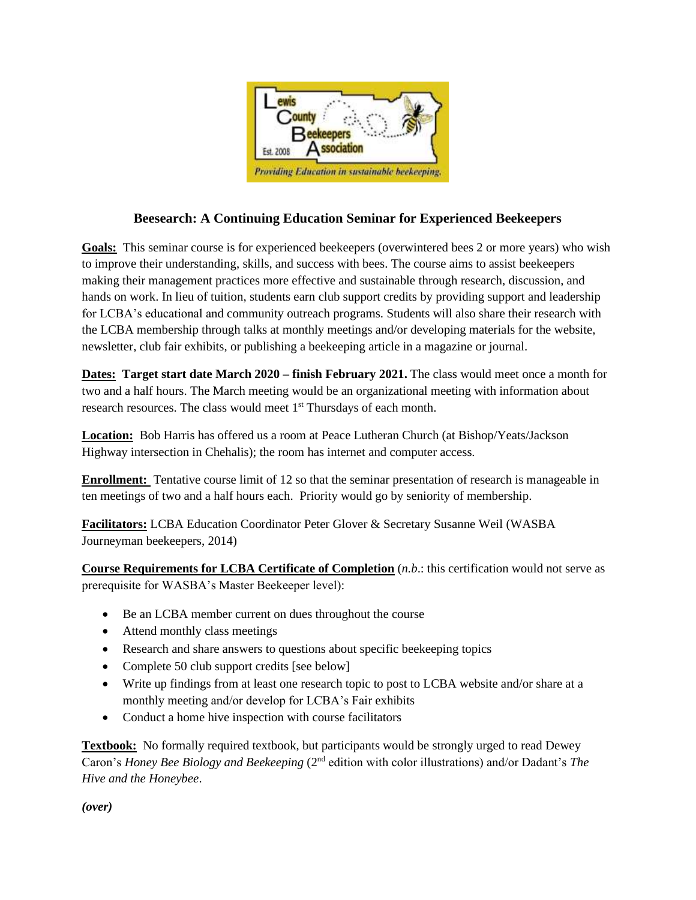# Beesearch: A Continuing Education Seminar for Experienced Beekeepers

**Goals:** This seminar course is for experienced beekeepers (overwintered bees 2 or more years) who wish to improve their understanding, skills, and success with bees. The course aims to assist beekeepers making their management practices more effective and sustainable through research, discussion, and hands on work. In lieu of tuition, students earn club support credits by providing support and leadership for LCBA's educational and community outreach programs. Students will also share their research with the LCBA membership through talks at monthly meetings and/or developing materials for the website, newsletter, club fair exhibits, or publishing a beekeeping article in a magazine or journal.

**Dates: Target start date March 2020 – finish February 2021.** The class would meet once a month for two and a half hours. The March meeting would be an organizational meeting with information about research resources. The class would meet 1st Thursdays of each month.

**Location:** Bob Harris has offered us a room at Peace Lutheran Church (at Bishop/Yeats/Jackson Highway intersection in Chehalis); the room has internet and computer access.

**Enrollment:** Tentative course limit of 12 so that the seminar presentation of research is manageable in ten meetings of two and a half hours each. Priority would go by seniority of membership.

**Facilitators:** LCBA Education Coordinator Peter Glover & Secretary Susanne Weil (WASBA Journeyman beekeepers, 2014)

**Course Requirements for LCBA Certificate of Completion** (*n.b.*: this certification would not serve as prerequisite for WASBA's Master Beekeeper level):

- Be an LCBA member current on dues throughout the course
- Attend monthly class meetings
- Research and share answers to questions about specific beekeeping topics
- Complete 50 club support credits [see below]
- Write up findings from at least one research topic to post to LCBA website and/or share at a monthly meeting and/or develop for LCBA's Fair exhibits
- Conduct a home hive inspection with course facilitators

**Textbook:** No formally required textbook, but participants would be strongly urged to read Dewey Caron's *Honey Bee Biology and Beekeeping* (2nd edition with color illustrations) and/or Dadant's *The Hive and the Honeybee*.

***(over)***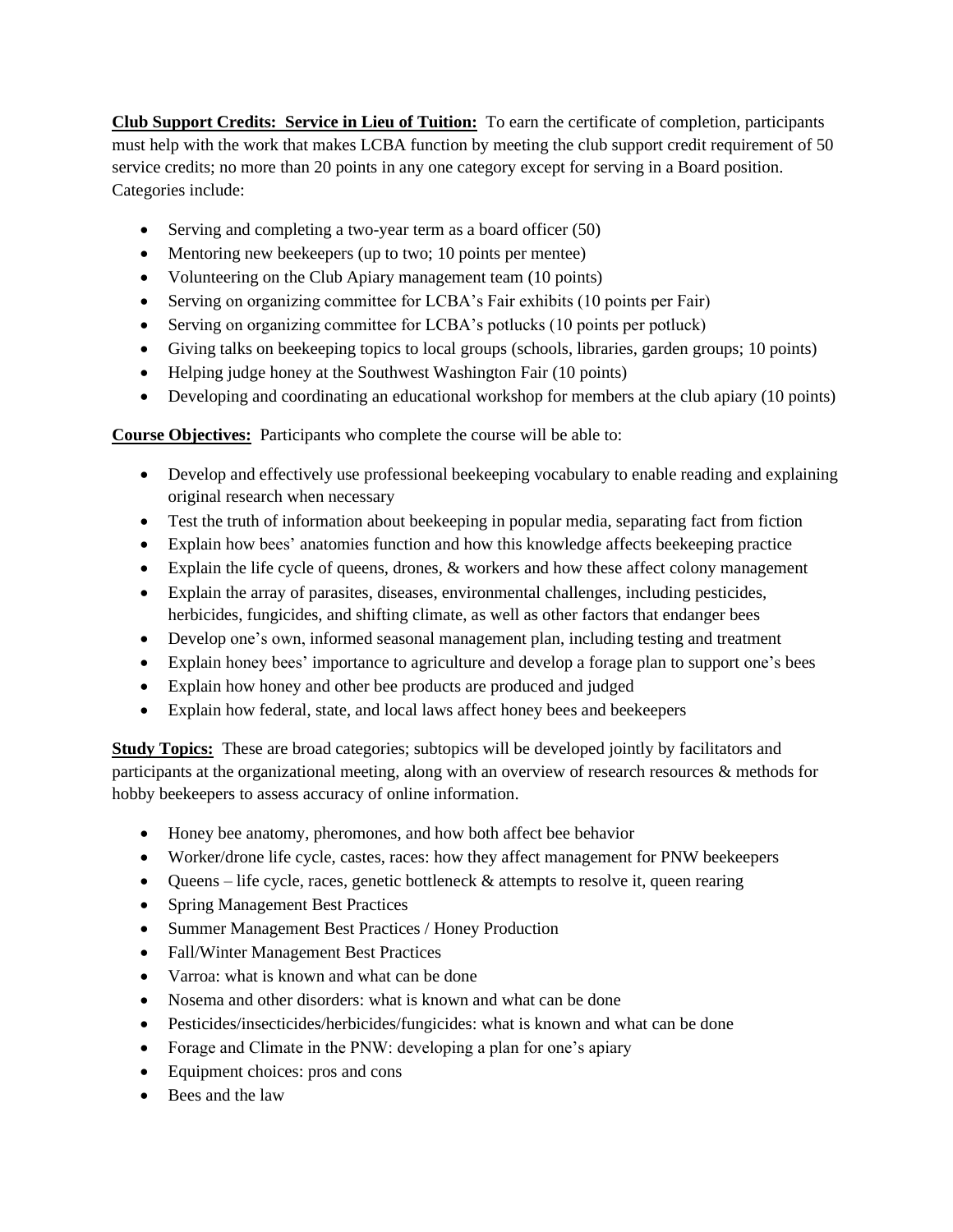**Club Support Credits: Service in Lieu of Tuition:** To earn the certificate of completion, participants must help with the work that makes LCBA function by meeting the club support credit requirement of 50 service credits; no more than 20 points in any one category except for serving in a Board position. Categories include:

- Serving and completing a two-year term as a board officer (50)
- Mentoring new beekeepers (up to two; 10 points per mentee)
- Volunteering on the Club Apiary management team (10 points)
- Serving on organizing committee for LCBA's Fair exhibits (10 points per Fair)
- Serving on organizing committee for LCBA's potlucks (10 points per potluck)
- Giving talks on beekeeping topics to local groups (schools, libraries, garden groups; 10 points)
- Helping judge honey at the Southwest Washington Fair (10 points)
- Developing and coordinating an educational workshop for members at the club apiary (10 points)

**Course Objectives:** Participants who complete the course will be able to:

- Develop and effectively use professional beekeeping vocabulary to enable reading and explaining original research when necessary
- Test the truth of information about beekeeping in popular media, separating fact from fiction
- Explain how bees' anatomies function and how this knowledge affects beekeeping practice
- Explain the life cycle of queens, drones, & workers and how these affect colony management
- Explain the array of parasites, diseases, environmental challenges, including pesticides, herbicides, fungicides, and shifting climate, as well as other factors that endanger bees
- Develop one's own, informed seasonal management plan, including testing and treatment
- Explain honey bees' importance to agriculture and develop a forage plan to support one's bees
- Explain how honey and other bee products are produced and judged
- Explain how federal, state, and local laws affect honey bees and beekeepers

**Study Topics:** These are broad categories; subtopics will be developed jointly by facilitators and participants at the organizational meeting, along with an overview of research resources & methods for hobby beekeepers to assess accuracy of online information.

- Honey bee anatomy, pheromones, and how both affect bee behavior
- Worker/drone life cycle, castes, races: how they affect management for PNW beekeepers
- Queens – life cycle, races, genetic bottleneck & attempts to resolve it, queen rearing
- Spring Management Best Practices
- Summer Management Best Practices / Honey Production
- Fall/Winter Management Best Practices
- Varroa: what is known and what can be done
- Nosema and other disorders: what is known and what can be done
- Pesticides/insecticides/herbicides/fungicides: what is known and what can be done
- Forage and Climate in the PNW: developing a plan for one's apiary
- Equipment choices: pros and cons
- Bees and the law